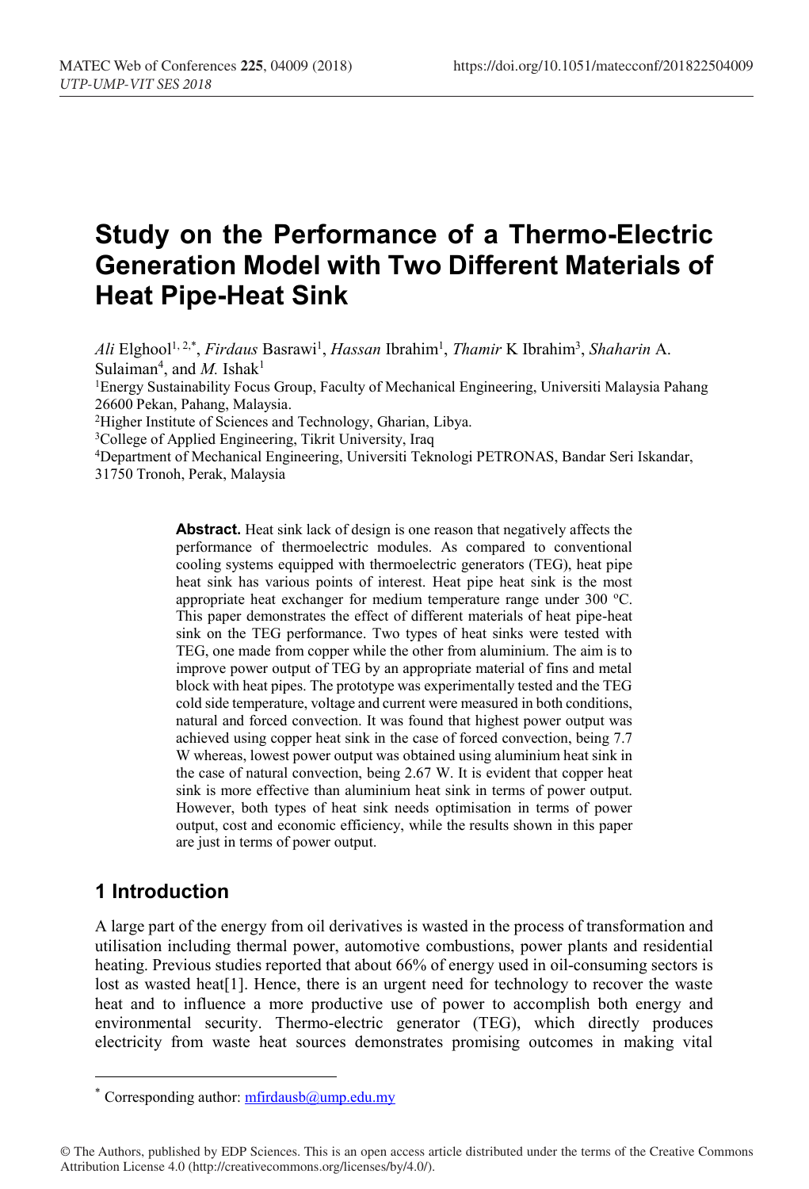# Study on the Performance of a Thermo-Electric Generation Model with Two Different Materials of Heat Pipe-Heat Sink

*Ali* Elghool[1, 2,*], *Firdaus* Basrawi[1], *Hassan* Ibrahim[1], *Thamir* K Ibrahim[3], *Shaharin* A. Sulaiman[4], and *M.* Ishak[1]

[1]Energy Sustainability Focus Group, Faculty of Mechanical Engineering, Universiti Malaysia Pahang 26600 Pekan, Pahang, Malaysia.

[2]Higher Institute of Sciences and Technology, Gharian, Libya.

[3]College of Applied Engineering, Tikrit University, Iraq

[4]Department of Mechanical Engineering, Universiti Teknologi PETRONAS, Bandar Seri Iskandar, 31750 Tronoh, Perak, Malaysia

**Abstract.** Heat sink lack of design is one reason that negatively affects the performance of thermoelectric modules. As compared to conventional cooling systems equipped with thermoelectric generators (TEG), heat pipe heat sink has various points of interest. Heat pipe heat sink is the most appropriate heat exchanger for medium temperature range under 300 $^{o}$C. This paper demonstrates the effect of different materials of heat pipe-heat sink on the TEG performance. Two types of heat sinks were tested with TEG, one made from copper while the other from aluminium. The aim is to improve power output of TEG by an appropriate material of fins and metal block with heat pipes. The prototype was experimentally tested and the TEG cold side temperature, voltage and current were measured in both conditions, natural and forced convection. It was found that highest power output was achieved using copper heat sink in the case of forced convection, being 7.7 W whereas, lowest power output was obtained using aluminium heat sink in the case of natural convection, being 2.67 W. It is evident that copper heat sink is more effective than aluminium heat sink in terms of power output. However, both types of heat sink needs optimisation in terms of power output, cost and economic efficiency, while the results shown in this paper are just in terms of power output.

## 1 Introduction

A large part of the energy from oil derivatives is wasted in the process of transformation and utilisation including thermal power, automotive combustions, power plants and residential heating. Previous studies reported that about 66% of energy used in oil-consuming sectors is lost as wasted heat[1]. Hence, there is an urgent need for technology to recover the waste heat and to influence a more productive use of power to accomplish both energy and environmental security. Thermo-electric generator (TEG), which directly produces electricity from waste heat sources demonstrates promising outcomes in making vital

* Corresponding author: mfirdausb@ump.edu.my

© The Authors, published by EDP Sciences. This is an open access article distributed under the terms of the Creative Commons Attribution License 4.0 (http://creativecommons.org/licenses/by/4.0/).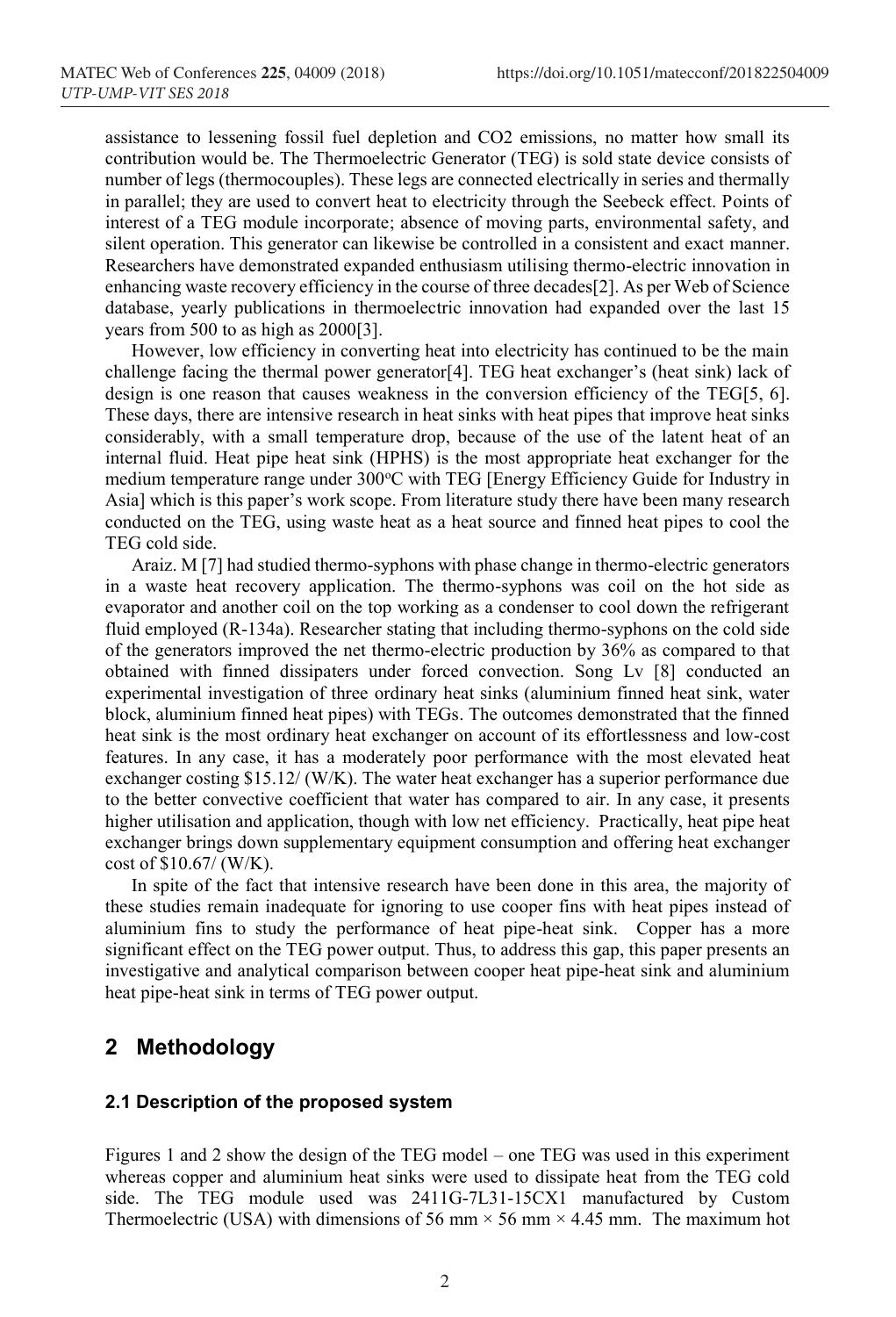assistance to lessening fossil fuel depletion and CO2 emissions, no matter how small its contribution would be. The Thermoelectric Generator (TEG) is sold state device consists of number of legs (thermocouples). These legs are connected electrically in series and thermally in parallel; they are used to convert heat to electricity through the Seebeck effect. Points of interest of a TEG module incorporate; absence of moving parts, environmental safety, and silent operation. This generator can likewise be controlled in a consistent and exact manner. Researchers have demonstrated expanded enthusiasm utilising thermo-electric innovation in enhancing waste recovery efficiency in the course of three decades[2]. As per Web of Science database, yearly publications in thermoelectric innovation had expanded over the last 15 years from 500 to as high as 2000[3].

However, low efficiency in converting heat into electricity has continued to be the main challenge facing the thermal power generator[4]. TEG heat exchanger's (heat sink) lack of design is one reason that causes weakness in the conversion efficiency of the TEG[5, 6]. These days, there are intensive research in heat sinks with heat pipes that improve heat sinks considerably, with a small temperature drop, because of the use of the latent heat of an internal fluid. Heat pipe heat sink (HPHS) is the most appropriate heat exchanger for the medium temperature range under 300°C with TEG [Energy Efficiency Guide for Industry in Asia] which is this paper's work scope. From literature study there have been many research conducted on the TEG, using waste heat as a heat source and finned heat pipes to cool the TEG cold side.

Araiz. M [7] had studied thermo-syphons with phase change in thermo-electric generators in a waste heat recovery application. The thermo-syphons was coil on the hot side as evaporator and another coil on the top working as a condenser to cool down the refrigerant fluid employed (R-134a). Researcher stating that including thermo-syphons on the cold side of the generators improved the net thermo-electric production by 36% as compared to that obtained with finned dissipaters under forced convection. Song Lv [8] conducted an experimental investigation of three ordinary heat sinks (aluminium finned heat sink, water block, aluminium finned heat pipes) with TEGs. The outcomes demonstrated that the finned heat sink is the most ordinary heat exchanger on account of its effortlessness and low-cost features. In any case, it has a moderately poor performance with the most elevated heat exchanger costing \$15.12/ (W/K). The water heat exchanger has a superior performance due to the better convective coefficient that water has compared to air. In any case, it presents higher utilisation and application, though with low net efficiency. Practically, heat pipe heat exchanger brings down supplementary equipment consumption and offering heat exchanger cost of \$10.67/ (W/K).

In spite of the fact that intensive research have been done in this area, the majority of these studies remain inadequate for ignoring to use cooper fins with heat pipes instead of aluminium fins to study the performance of heat pipe-heat sink. Copper has a more significant effect on the TEG power output. Thus, to address this gap, this paper presents an investigative and analytical comparison between cooper heat pipe-heat sink and aluminium heat pipe-heat sink in terms of TEG power output.

## 2 Methodology

### 2.1 Description of the proposed system

Figures 1 and 2 show the design of the TEG model – one TEG was used in this experiment whereas copper and aluminium heat sinks were used to dissipate heat from the TEG cold side. The TEG module used was 2411G-7L31-15CX1 manufactured by Custom Thermoelectric (USA) with dimensions of 56 mm × 56 mm × 4.45 mm. The maximum hot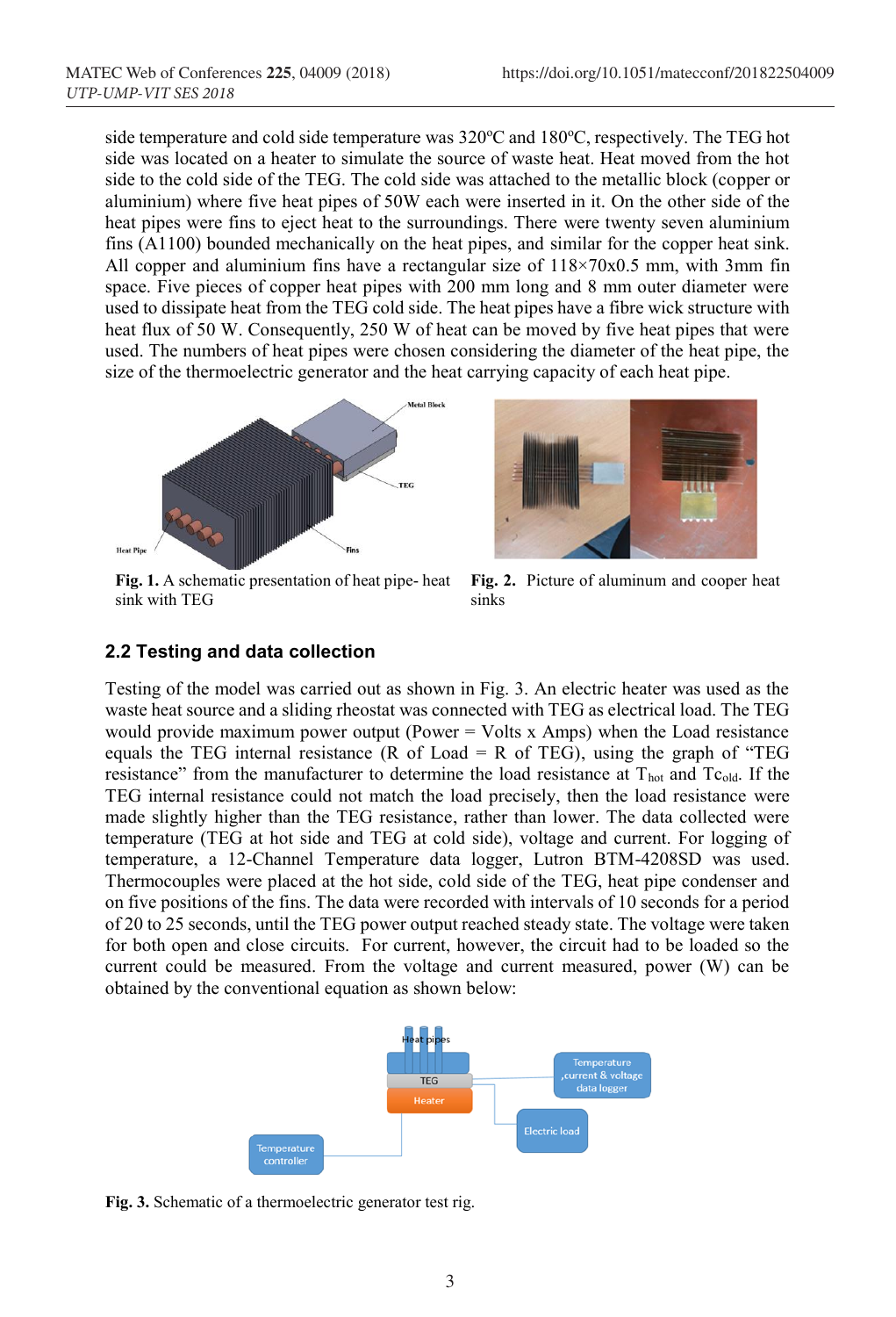side temperature and cold side temperature was 320ºC and 180ºC, respectively. The TEG hot side was located on a heater to simulate the source of waste heat. Heat moved from the hot to the cold side of the TEG. The cold side was attached to the metallic block (copper or aluminium) where five heat pipes of 50W each were inserted in it. On the other side of the heat pipes were fins to eject heat to the surroundings. There were twenty seven aluminium fins (A1100) bounded mechanically on the heat pipes, and similar for the copper heat sink. All copper and aluminium fins have a rectangular size of 118×70x0.5 mm, with 3mm fin space. Five pieces of copper heat pipes with 200 mm long and 8 mm outer diameter were used to dissipate heat from the TEG cold side. The heat pipes have a fibre wick structure with heat flux of 50 W. Consequently, 250 W of heat can be moved by five heat pipes that were used. The numbers of heat pipes were chosen considering the diameter of the heat pipe, the size of the thermoelectric generator and the heat carrying capacity of each heat pipe.

**Fig. 1.** A schematic presentation of heat pipe- heat sink with TEG

**Fig. 2.** Picture of aluminum and cooper heat sinks

## 2.2 Testing and data collection

Testing of the model was carried out as shown in Fig. 3. An electric heater was used as the waste heat source and a sliding rheostat was connected with TEG as electrical load. The TEG would provide maximum power output (Power = Volts x Amps) when the Load resistance equals the TEG internal resistance (R of Load = R of TEG), using the graph of "TEG resistance" from the manufacturer to determine the load resistance at $T_{hot}$ and $Tc_{old}$. If the TEG internal resistance could not match the load precisely, then the load resistance were made slightly higher than the TEG resistance, rather than lower. The data collected were temperature (TEG at hot side and TEG at cold side), voltage and current. For logging of temperature, a 12-Channel Temperature data logger, Lutron BTM-4208SD was used. Thermocouples were placed at the hot side, cold side of the TEG, heat pipe condenser and on five positions of the fins. The data were recorded with intervals of 10 seconds for a period of 20 to 25 seconds, until the TEG power output reached steady state. The voltage were taken for both open and close circuits. For current, however, the circuit had to be loaded so the current could be measured. From the voltage and current measured, power (W) can be obtained by the conventional equation as shown below:

**Fig. 3.** Schematic of a thermoelectric generator test rig.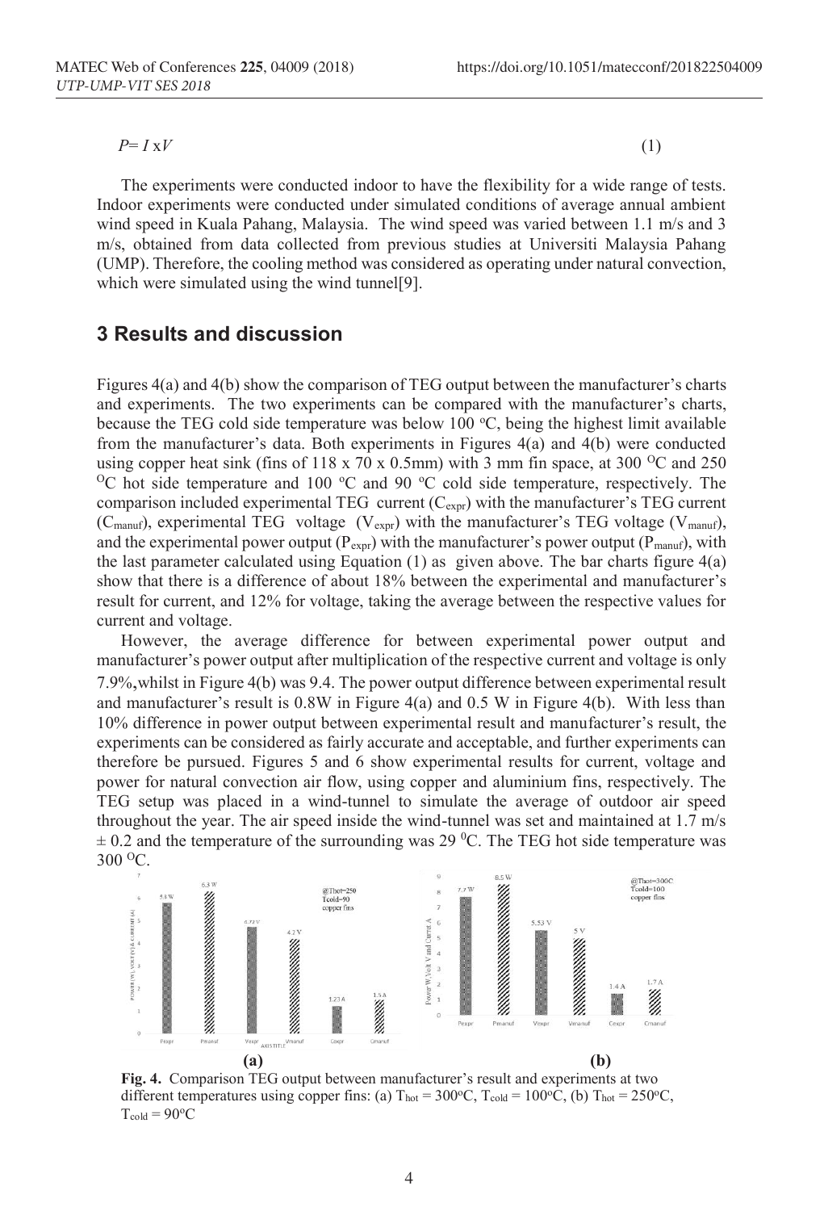$$P = I \times V \tag{1}$$

The experiments were conducted indoor to have the flexibility for a wide range of tests. Indoor experiments were conducted under simulated conditions of average annual ambient wind speed in Kuala Pahang, Malaysia. The wind speed was varied between 1.1 m/s and 3 m/s, obtained from data collected from previous studies at Universiti Malaysia Pahang (UMP). Therefore, the cooling method was considered as operating under natural convection, which were simulated using the wind tunnel[9].

## 3 Results and discussion

Figures 4(a) and 4(b) show the comparison of TEG output between the manufacturer's charts and experiments. The two experiments can be compared with the manufacturer's charts, because the TEG cold side temperature was below 100 °C, being the highest limit available from the manufacturer's data. Both experiments in Figures 4(a) and 4(b) were conducted using copper heat sink (fins of 118 x 70 x 0.5mm) with 3 mm fin space, at 300 °C and 250 °C hot side temperature and 100 °C and 90 °C cold side temperature, respectively. The comparison included experimental TEG current ($C_{expr}$) with the manufacturer's TEG current ($C_{manuf}$), experimental TEG voltage ($V_{expr}$) with the manufacturer's TEG voltage ($V_{manuf}$), and the experimental power output ($P_{expr}$) with the manufacturer's power output ($P_{manuf}$), with the last parameter calculated using Equation (1) as given above. The bar charts figure 4(a) show that there is a difference of about 18% between the experimental and manufacturer's result for current, and 12% for voltage, taking the average between the respective values for current and voltage.

However, the average difference for between experimental power output and manufacturer's power output after multiplication of the respective current and voltage is only 7.9%,whilst in Figure 4(b) was 9.4. The power output difference between experimental result and manufacturer's result is 0.8W in Figure 4(a) and 0.5 W in Figure 4(b). With less than 10% difference in power output between experimental result and manufacturer's result, the experiments can be considered as fairly accurate and acceptable, and further experiments can therefore be pursued. Figures 5 and 6 show experimental results for current, voltage and power for natural convection air flow, using copper and aluminium fins, respectively. The TEG setup was placed in a wind-tunnel to simulate the average of outdoor air speed throughout the year. The air speed inside the wind-tunnel was set and maintained at 1.7 m/s ± 0.2 and the temperature of the surrounding was 29 °C. The TEG hot side temperature was 300 °C.

**Fig. 4.** Comparison TEG output between manufacturer's result and experiments at two different temperatures using copper fins: (a) $T_{hot}$ = 300°C, $T_{cold}$ = 100°C, (b) $T_{hot}$ = 250°C, $T_{cold}$ = 90°C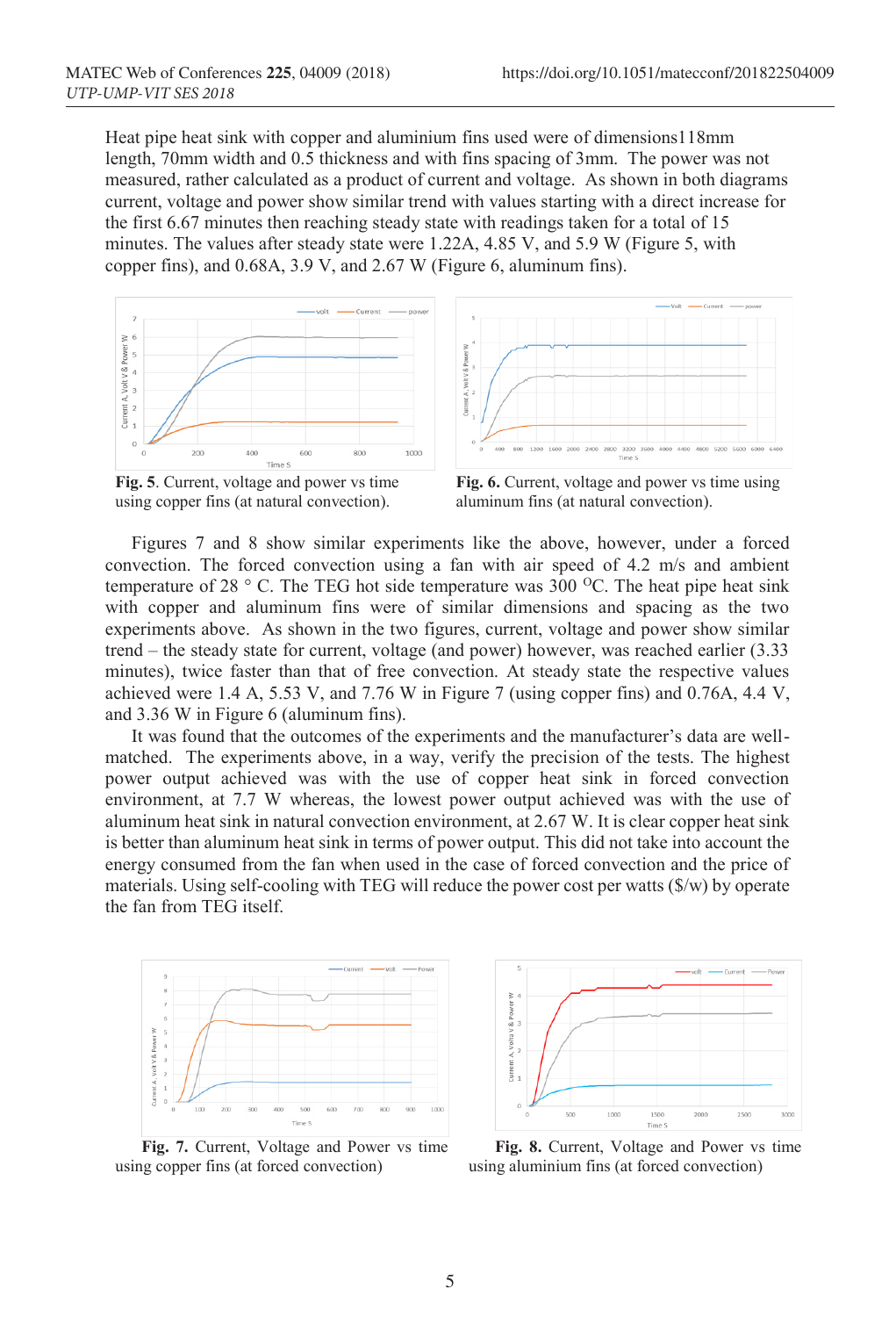Heat pipe heat sink with copper and aluminium fins used were of dimensions118mm length, 70mm width and 0.5 thickness and with fins spacing of 3mm. The power was not measured, rather calculated as a product of current and voltage. As shown in both diagrams current, voltage and power show similar trend with values starting with a direct increase for the first 6.67 minutes then reaching steady state with readings taken for a total of 15 minutes. The values after steady state were 1.22A, 4.85 V, and 5.9 W (Figure 5, with copper fins), and 0.68A, 3.9 V, and 2.67 W (Figure 6, aluminum fins).

**Fig. 5**. Current, voltage and power vs time using copper fins (at natural convection).

**Fig. 6.** Current, voltage and power vs time using aluminum fins (at natural convection).

Figures 7 and 8 show similar experiments like the above, however, under a forced convection. The forced convection using a fan with air speed of 4.2 m/s and ambient temperature of 28 ° C. The TEG hot side temperature was 300 $^{O}$C. The heat pipe heat sink with copper and aluminum fins were of similar dimensions and spacing as the two experiments above. As shown in the two figures, current, voltage and power show similar trend – the steady state for current, voltage (and power) however, was reached earlier (3.33 minutes), twice faster than that of free convection. At steady state the respective values achieved were 1.4 A, 5.53 V, and 7.76 W in Figure 7 (using copper fins) and 0.76A, 4.4 V, and 3.36 W in Figure 6 (aluminum fins).

It was found that the outcomes of the experiments and the manufacturer's data are well-matched. The experiments above, in a way, verify the precision of the tests. The highest power output achieved was with the use of copper heat sink in forced convection environment, at 7.7 W whereas, the lowest power output achieved was with the use of aluminum heat sink in natural convection environment, at 2.67 W. It is clear copper heat sink is better than aluminum heat sink in terms of power output. This did not take into account the energy consumed from the fan when used in the case of forced convection and the price of materials. Using self-cooling with TEG will reduce the power cost per watts ($/w) by operate the fan from TEG itself.

**Fig. 7.** Current, Voltage and Power vs time using copper fins (at forced convection)

**Fig. 8.** Current, Voltage and Power vs time using aluminium fins (at forced convection)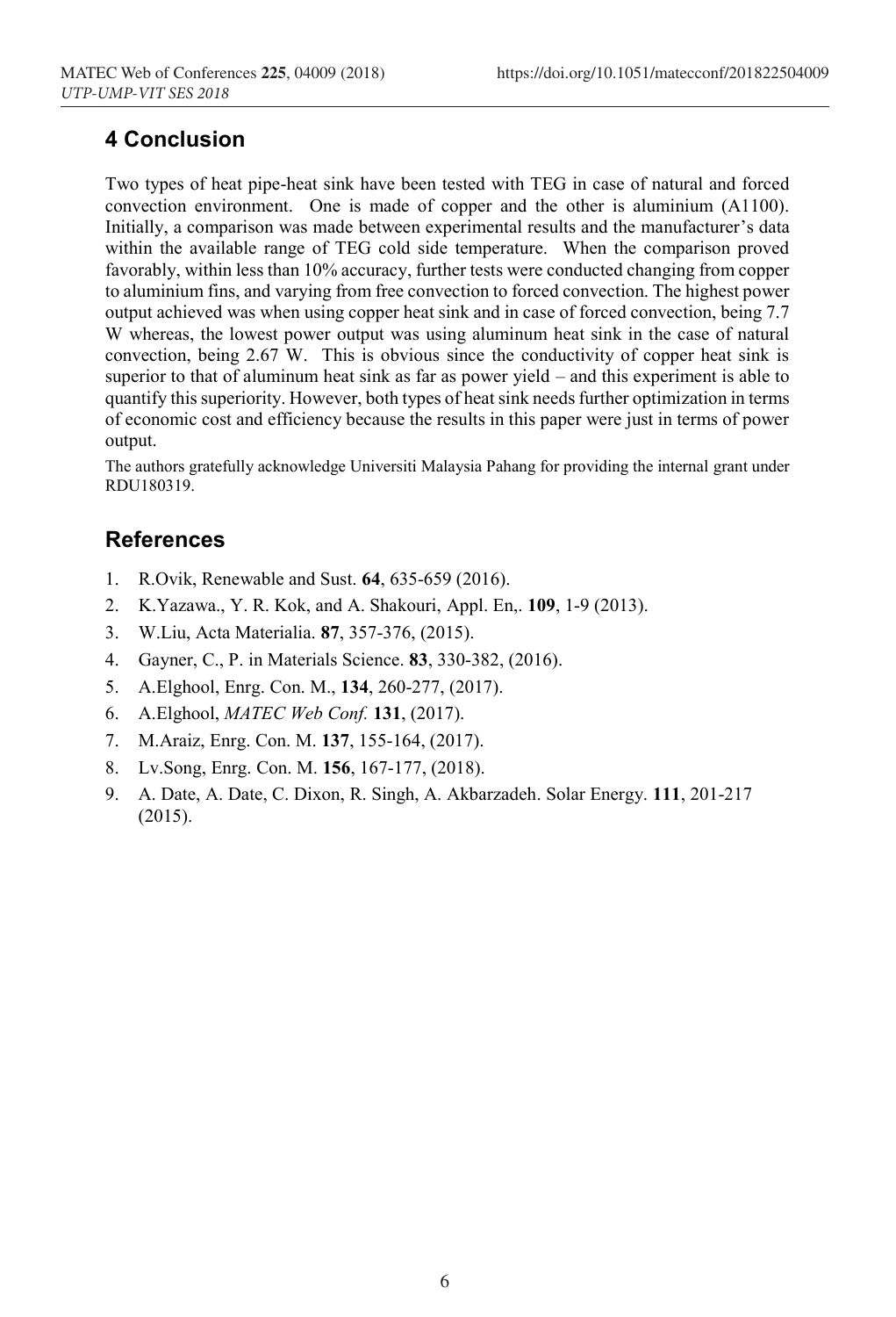## 4 Conclusion

Two types of heat pipe-heat sink have been tested with TEG in case of natural and forced convection environment. One is made of copper and the other is aluminium (A1100). Initially, a comparison was made between experimental results and the manufacturer's data within the available range of TEG cold side temperature. When the comparison proved favorably, within less than 10% accuracy, further tests were conducted changing from copper to aluminium fins, and varying from free convection to forced convection. The highest power output achieved was when using copper heat sink and in case of forced convection, being 7.7 W whereas, the lowest power output was using aluminum heat sink in the case of natural convection, being 2.67 W. This is obvious since the conductivity of copper heat sink is superior to that of aluminum heat sink as far as power yield – and this experiment is able to quantify this superiority. However, both types of heat sink needs further optimization in terms of economic cost and efficiency because the results in this paper were just in terms of power output.

The authors gratefully acknowledge Universiti Malaysia Pahang for providing the internal grant under RDU180319.

## References

1. R.Ovik, Renewable and Sust. **64**, 635-659 (2016).
2. K.Yazawa., Y. R. Kok, and A. Shakouri, Appl. En,. **109**, 1-9 (2013).
3. W.Liu, Acta Materialia. **87**, 357-376, (2015).
4. Gayner, C., P. in Materials Science. **83**, 330-382, (2016).
5. A.Elghool, Enrg. Con. M., **134**, 260-277, (2017).
6. A.Elghool, *MATEC Web Conf.* **131**, (2017).
7. M.Araiz, Enrg. Con. M. **137**, 155-164, (2017).
8. Lv.Song, Enrg. Con. M. **156**, 167-177, (2018).
9. A. Date, A. Date, C. Dixon, R. Singh, A. Akbarzadeh. Solar Energy. **111**, 201-217 (2015).